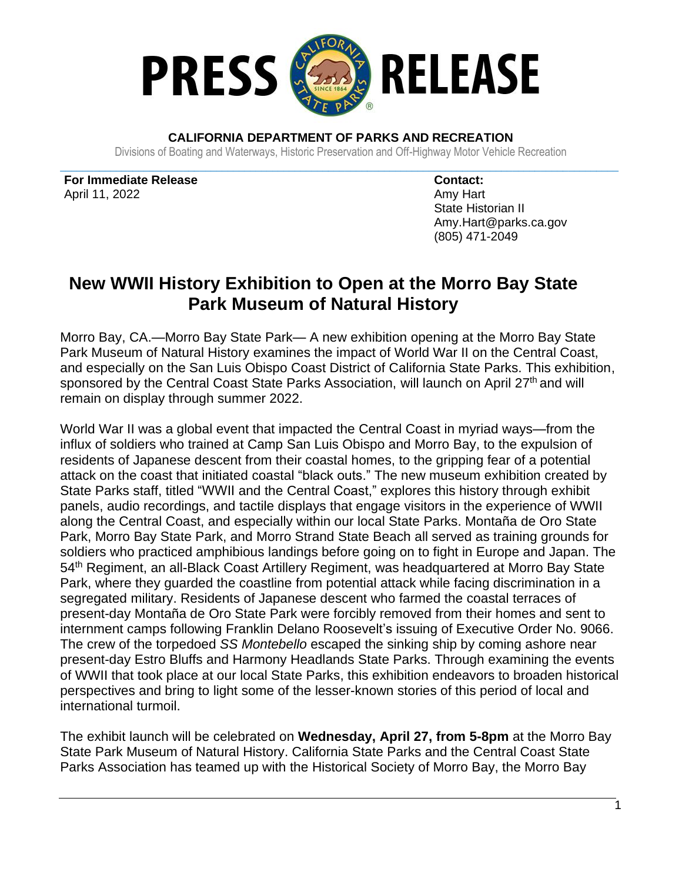# PRESS RELEASE

**CALIFORNIA DEPARTMENT OF PARKS AND RECREATION**

Divisions of Boating and Waterways, Historic Preservation and Off-Highway Motor Vehicle Recreation

**For Immediate Release**
April 11, 2022

**Contact:**
Amy Hart
State Historian II
Amy.Hart@parks.ca.gov
(805) 471-2049

## New WWII History Exhibition to Open at the Morro Bay State Park Museum of Natural History

Morro Bay, CA.—Morro Bay State Park— A new exhibition opening at the Morro Bay State Park Museum of Natural History examines the impact of World War II on the Central Coast, and especially on the San Luis Obispo Coast District of California State Parks. This exhibition, sponsored by the Central Coast State Parks Association, will launch on April 27th and will remain on display through summer 2022.

World War II was a global event that impacted the Central Coast in myriad ways—from the influx of soldiers who trained at Camp San Luis Obispo and Morro Bay, to the expulsion of residents of Japanese descent from their coastal homes, to the gripping fear of a potential attack on the coast that initiated coastal "black outs." The new museum exhibition created by State Parks staff, titled "WWII and the Central Coast," explores this history through exhibit panels, audio recordings, and tactile displays that engage visitors in the experience of WWII along the Central Coast, and especially within our local State Parks. Montaña de Oro State Park, Morro Bay State Park, and Morro Strand State Beach all served as training grounds for soldiers who practiced amphibious landings before going on to fight in Europe and Japan. The 54th Regiment, an all-Black Coast Artillery Regiment, was headquartered at Morro Bay State Park, where they guarded the coastline from potential attack while facing discrimination in a segregated military. Residents of Japanese descent who farmed the coastal terraces of present-day Montaña de Oro State Park were forcibly removed from their homes and sent to internment camps following Franklin Delano Roosevelt's issuing of Executive Order No. 9066. The crew of the torpedoed *SS Montebello* escaped the sinking ship by coming ashore near present-day Estro Bluffs and Harmony Headlands State Parks. Through examining the events of WWII that took place at our local State Parks, this exhibition endeavors to broaden historical perspectives and bring to light some of the lesser-known stories of this period of local and international turmoil.

The exhibit launch will be celebrated on **Wednesday, April 27, from 5-8pm** at the Morro Bay State Park Museum of Natural History. California State Parks and the Central Coast State Parks Association has teamed up with the Historical Society of Morro Bay, the Morro Bay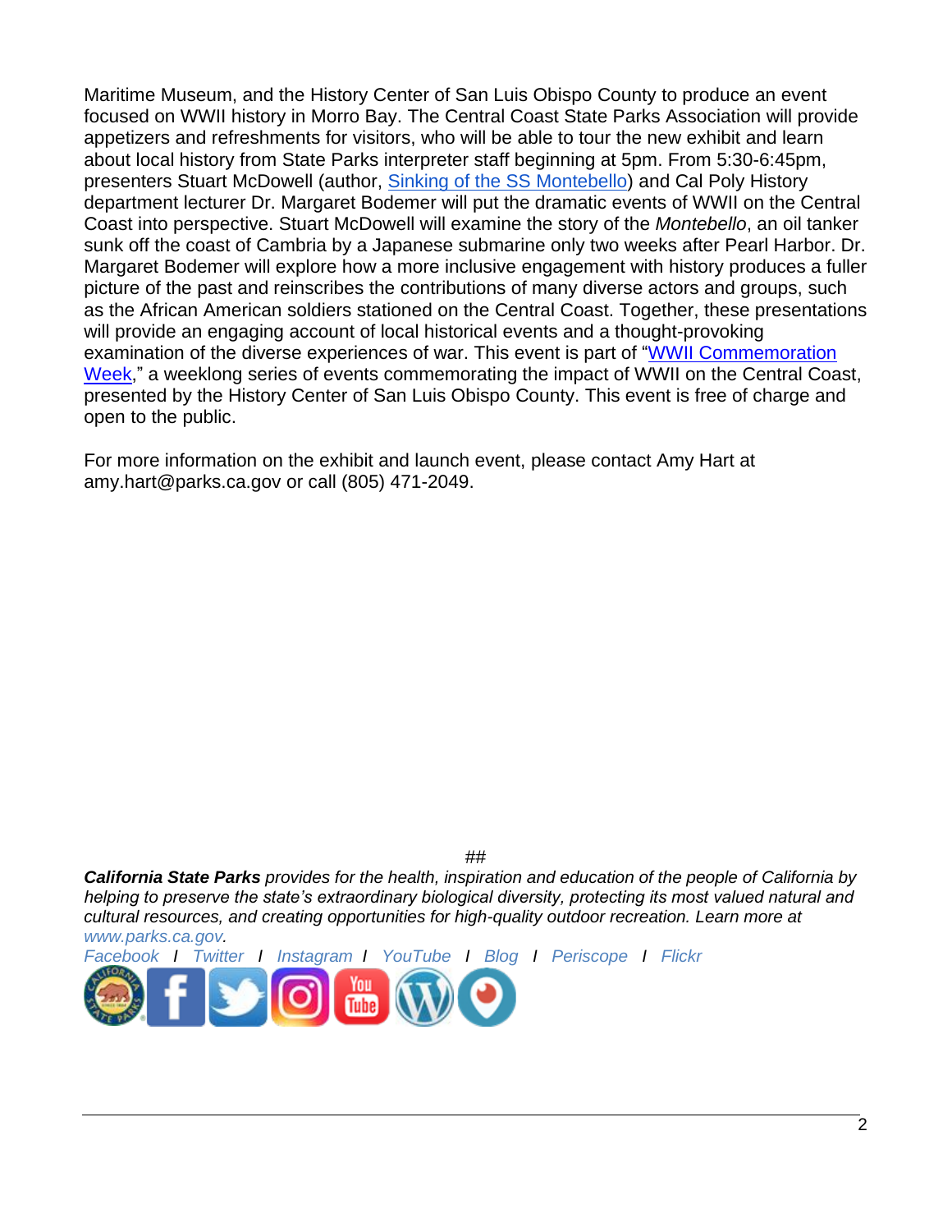Maritime Museum, and the History Center of San Luis Obispo County to produce an event focused on WWII history in Morro Bay. The Central Coast State Parks Association will provide appetizers and refreshments for visitors, who will be able to tour the new exhibit and learn about local history from State Parks interpreter staff beginning at 5pm. From 5:30-6:45pm, presenters Stuart McDowell (author, Sinking of the SS Montebello) and Cal Poly History department lecturer Dr. Margaret Bodemer will put the dramatic events of WWII on the Central Coast into perspective. Stuart McDowell will examine the story of the *Montebello*, an oil tanker sunk off the coast of Cambria by a Japanese submarine only two weeks after Pearl Harbor. Dr. Margaret Bodemer will explore how a more inclusive engagement with history produces a fuller picture of the past and reinscribes the contributions of many diverse actors and groups, such as the African American soldiers stationed on the Central Coast. Together, these presentations will provide an engaging account of local historical events and a thought-provoking examination of the diverse experiences of war. This event is part of "WWII Commemoration Week," a weeklong series of events commemorating the impact of WWII on the Central Coast, presented by the History Center of San Luis Obispo County. This event is free of charge and open to the public.

For more information on the exhibit and launch event, please contact Amy Hart at amy.hart@parks.ca.gov or call (805) 471-2049.

##

***California State Parks** provides for the health, inspiration and education of the people of California by helping to preserve the state's extraordinary biological diversity, protecting its most valued natural and cultural resources, and creating opportunities for high-quality outdoor recreation. Learn more at www.parks.ca.gov.*

*Facebook I Twitter I Instagram I YouTube I Blog I Periscope I Flickr*